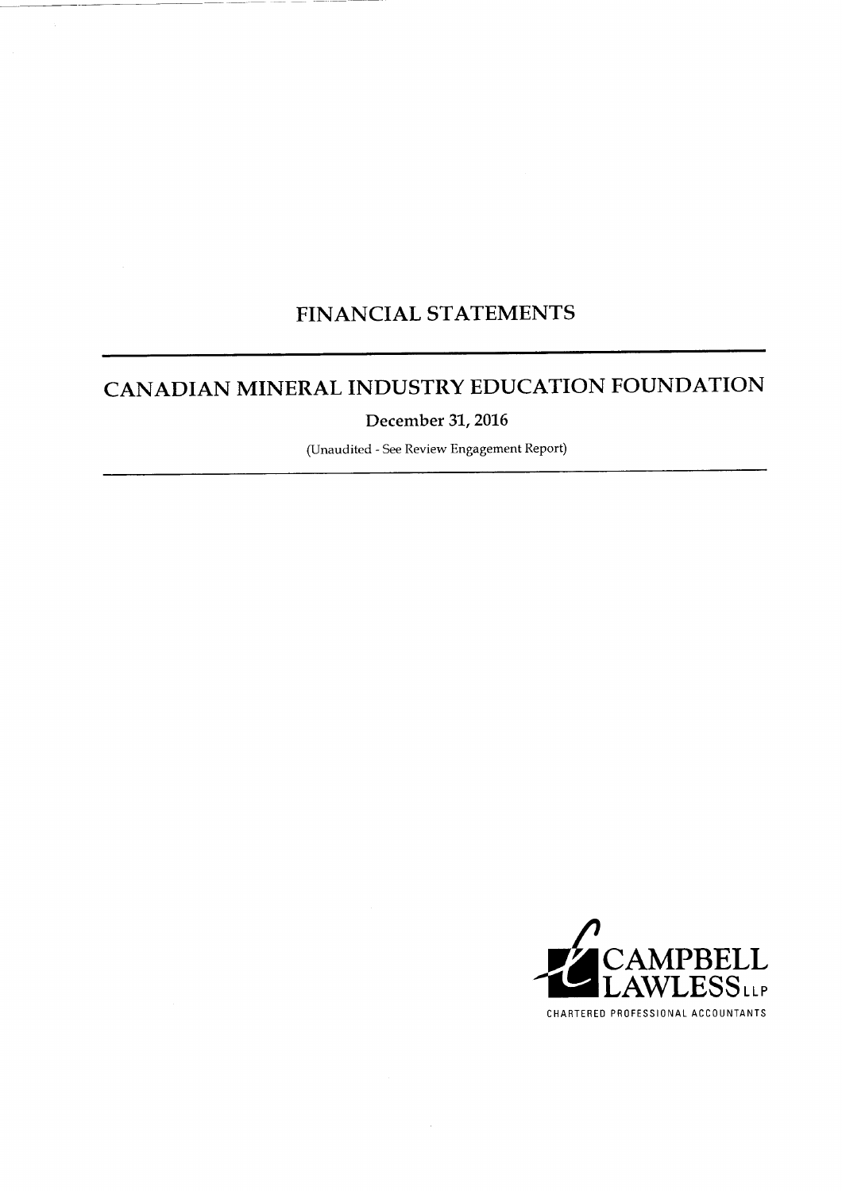# FINANCIAL STATEMENTS

## CANADIAN MINERAL INDUSTRY EDUCATION FOUNDATION

**December 31, 2016**

(Unaudited - See Review Engagement Report)

CAMPBELL LAWLESS LLP

CHARTERED PROFESSIONAL ACCOUNTANTS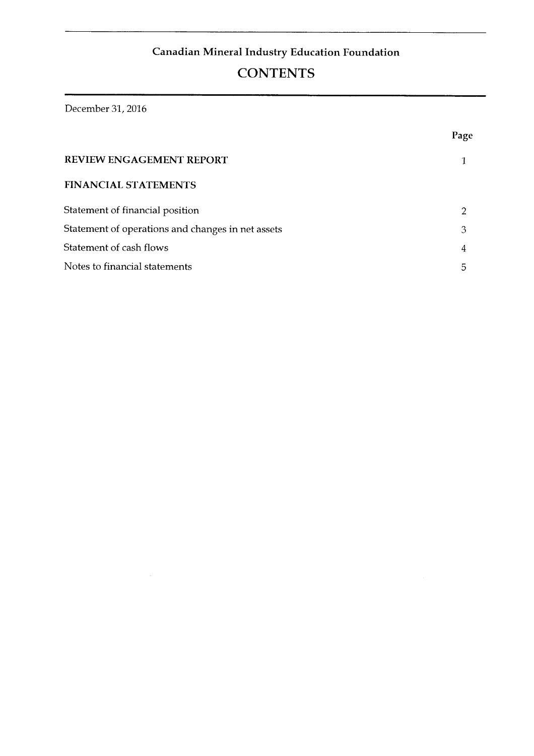## Canadian Mineral Industry Education Foundation

# CONTENTS

December 31, 2016

| | Page |
|---|---|
| **REVIEW ENGAGEMENT REPORT** | 1 |
| **FINANCIAL STATEMENTS** | |
| Statement of financial position | 2 |
| Statement of operations and changes in net assets | 3 |
| Statement of cash flows | 4 |
| Notes to financial statements | 5 |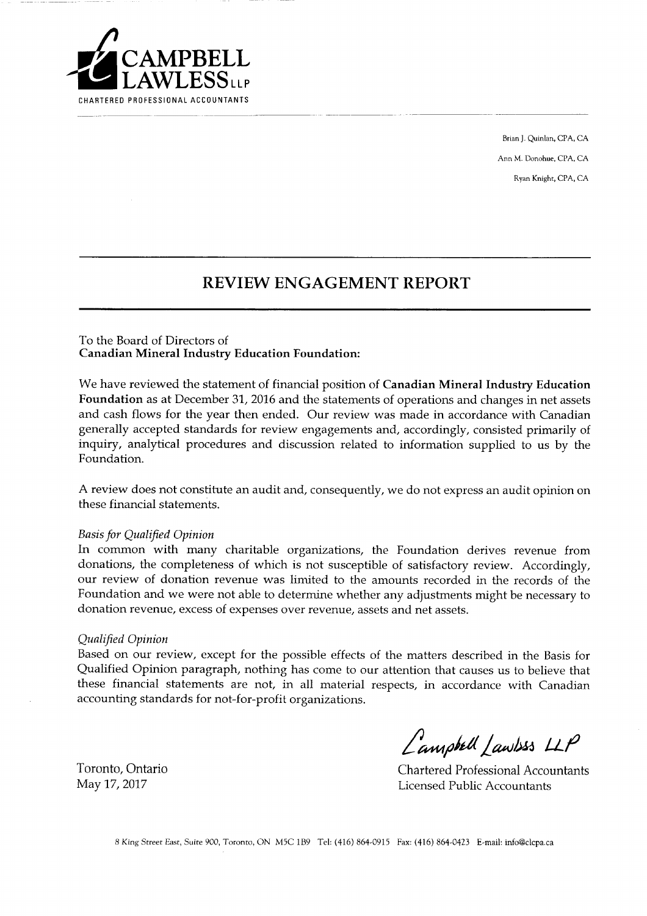CAMPBELL LAWLESS LLP

CHARTERED PROFESSIONAL ACCOUNTANTS

Brian J. Quinlan, CPA, CA

Ann M. Donohue, CPA, CA

Ryan Knight, CPA, CA

# REVIEW ENGAGEMENT REPORT

To the Board of Directors of
**Canadian Mineral Industry Education Foundation:**

We have reviewed the statement of financial position of **Canadian Mineral Industry Education Foundation** as at December 31, 2016 and the statements of operations and changes in net assets and cash flows for the year then ended. Our review was made in accordance with Canadian generally accepted standards for review engagements and, accordingly, consisted primarily of inquiry, analytical procedures and discussion related to information supplied to us by the Foundation.

A review does not constitute an audit and, consequently, we do not express an audit opinion on these financial statements.

*Basis for Qualified Opinion*

In common with many charitable organizations, the Foundation derives revenue from donations, the completeness of which is not susceptible of satisfactory review. Accordingly, our review of donation revenue was limited to the amounts recorded in the records of the Foundation and we were not able to determine whether any adjustments might be necessary to donation revenue, excess of expenses over revenue, assets and net assets.

*Qualified Opinion*

Based on our review, except for the possible effects of the matters described in the Basis for Qualified Opinion paragraph, nothing has come to our attention that causes us to believe that these financial statements are not, in all material respects, in accordance with Canadian accounting standards for not-for-profit organizations.

Campbell Lawless LLP

Toronto, Ontario
May 17, 2017

Chartered Professional Accountants
Licensed Public Accountants

8 King Street East, Suite 900, Toronto, ON M5C 1B9 Tel: (416) 864-0915 Fax: (416) 864-0423 E-mail: info@clcpa.ca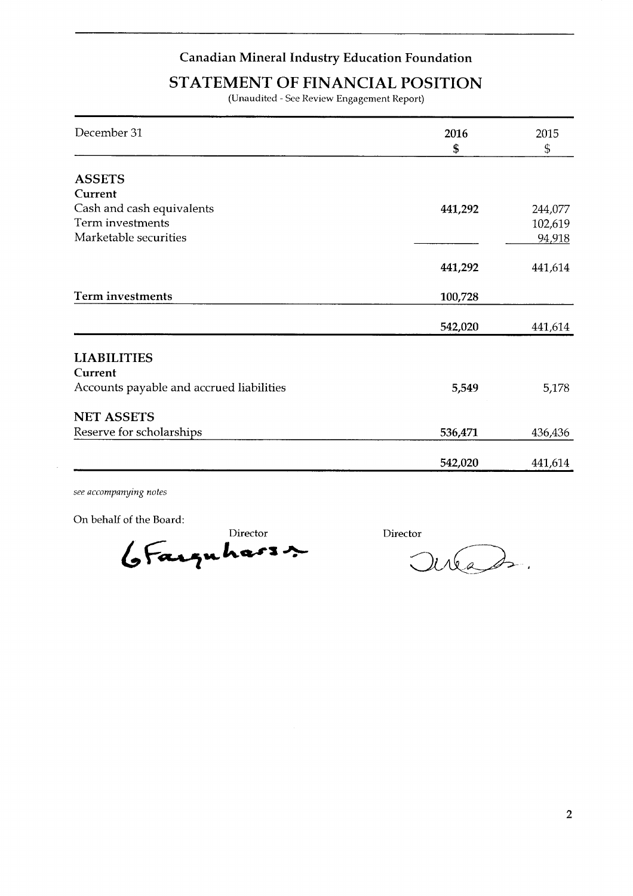# Canadian Mineral Industry Education Foundation

## STATEMENT OF FINANCIAL POSITION

(Unaudited - See Review Engagement Report)

| December 31 | 2016<br>$ | 2015<br>$ |
|---|---|---|
| **ASSETS** | | |
| **Current** | | |
| Cash and cash equivalents | **441,292** | 244,077 |
| Term investments | | 102,619 |
| Marketable securities | | 94,918 |
| | **441,292** | 441,614 |
| **Term investments** | **100,728** | |
| | **542,020** | 441,614 |
| **LIABILITIES** | | |
| **Current** | | |
| Accounts payable and accrued liabilities | **5,549** | 5,178 |
| **NET ASSETS** | | |
| Reserve for scholarships | **536,471** | 436,436 |
| | **542,020** | 441,614 |

*see accompanying notes*

On behalf of the Board:

Director

Director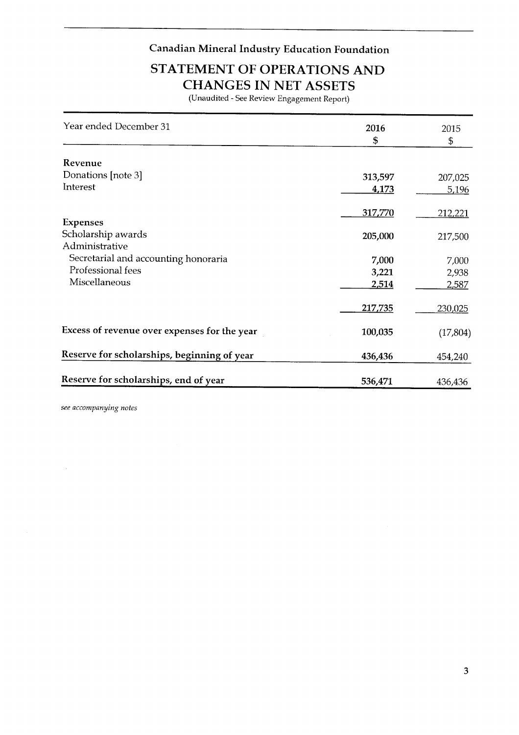Canadian Mineral Industry Education Foundation

# STATEMENT OF OPERATIONS AND CHANGES IN NET ASSETS

(Unaudited - See Review Engagement Report)

| Year ended December 31 | 2016<br>$ | 2015<br>$ |
|---|---|---|
| **Revenue** | | |
| Donations [note 3] | 313,597 | 207,025 |
| Interest | 4,173 | 5,196 |
| | 317,770 | 212,221 |
| **Expenses** | | |
| Scholarship awards | 205,000 | 217,500 |
| Administrative | | |
| Secretarial and accounting honoraria | 7,000 | 7,000 |
| Professional fees | 3,221 | 2,938 |
| Miscellaneous | 2,514 | 2,587 |
| | 217,735 | 230,025 |
| **Excess of revenue over expenses for the year** | 100,035 | (17,804) |
| **Reserve for scholarships, beginning of year** | 436,436 | 454,240 |
| **Reserve for scholarships, end of year** | 536,471 | 436,436 |

*see accompanying notes*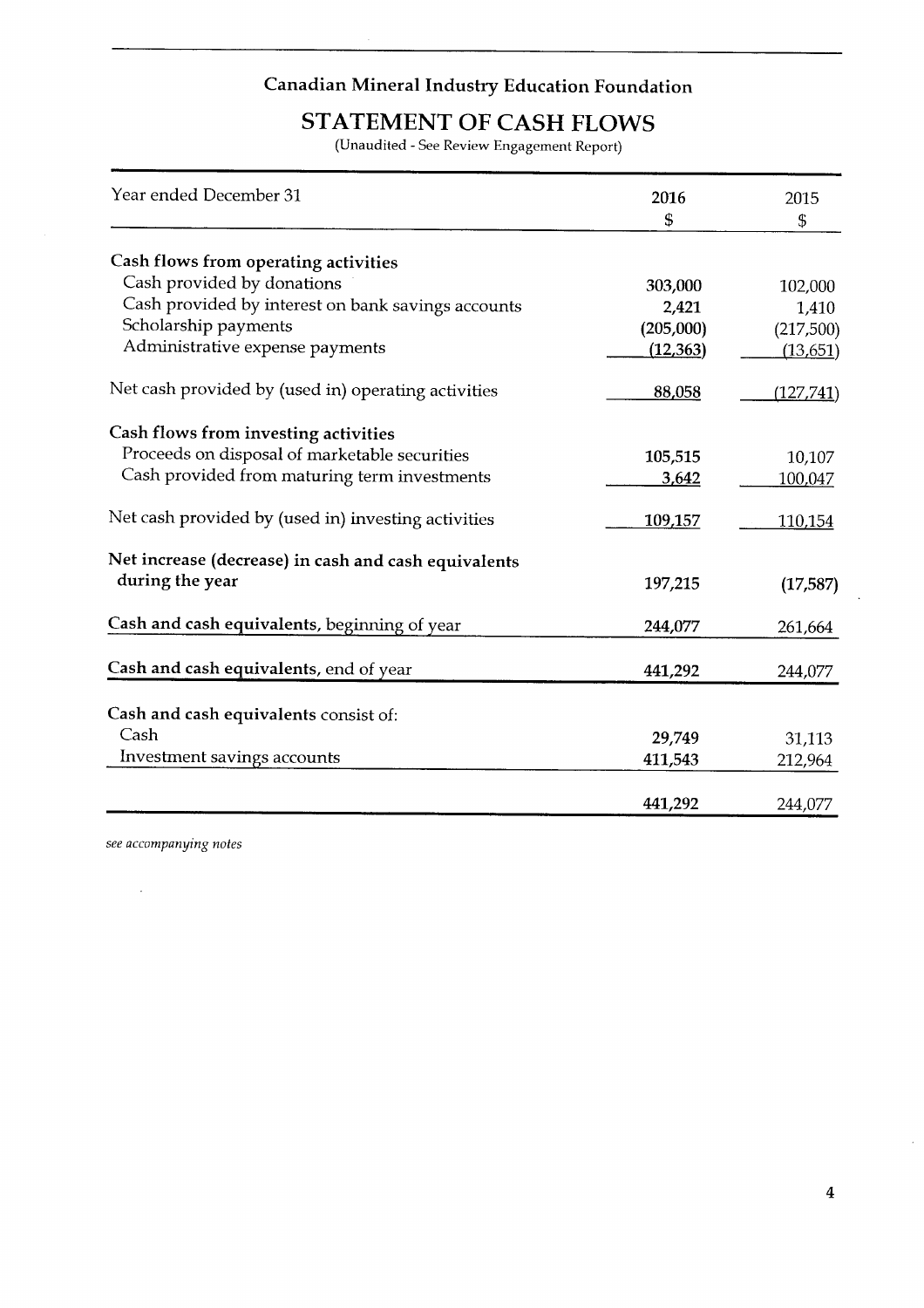# Canadian Mineral Industry Education Foundation

## STATEMENT OF CASH FLOWS

(Unaudited - See Review Engagement Report)

| Year ended December 31 | 2016<br>$ | 2015<br>$ |
|---|---|---|
| **Cash flows from operating activities** | | |
| Cash provided by donations | 303,000 | 102,000 |
| Cash provided by interest on bank savings accounts | 2,421 | 1,410 |
| Scholarship payments | (205,000) | (217,500) |
| Administrative expense payments | (12,363) | (13,651) |
| Net cash provided by (used in) operating activities | 88,058 | (127,741) |
| **Cash flows from investing activities** | | |
| Proceeds on disposal of marketable securities | 105,515 | 10,107 |
| Cash provided from maturing term investments | 3,642 | 100,047 |
| Net cash provided by (used in) investing activities | 109,157 | 110,154 |
| **Net increase (decrease) in cash and cash equivalents during the year** | 197,215 | (17,587) |
| **Cash and cash equivalents**, beginning of year | 244,077 | 261,664 |
| **Cash and cash equivalents**, end of year | 441,292 | 244,077 |
| **Cash and cash equivalents** consist of: | | |
| Cash | 29,749 | 31,113 |
| Investment savings accounts | 411,543 | 212,964 |
| | 441,292 | 244,077 |

*see accompanying notes*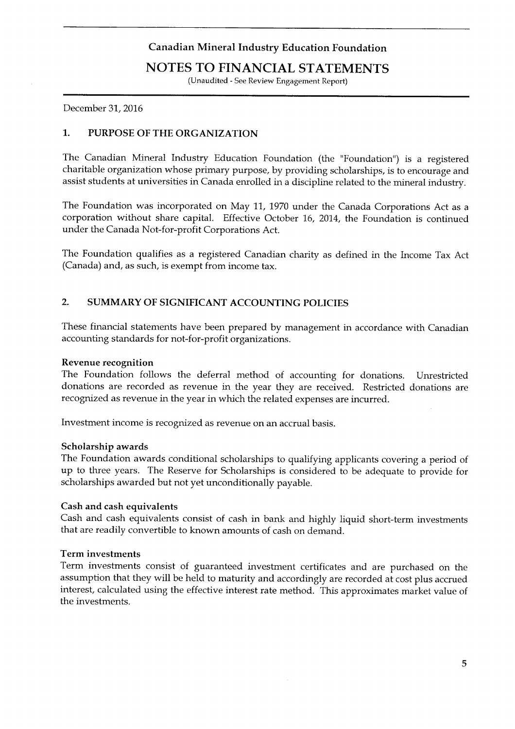# Canadian Mineral Industry Education Foundation

## NOTES TO FINANCIAL STATEMENTS

(Unaudited - See Review Engagement Report)

December 31, 2016

### 1. PURPOSE OF THE ORGANIZATION

The Canadian Mineral Industry Education Foundation (the "Foundation") is a registered charitable organization whose primary purpose, by providing scholarships, is to encourage and assist students at universities in Canada enrolled in a discipline related to the mineral industry.

The Foundation was incorporated on May 11, 1970 under the Canada Corporations Act as a corporation without share capital. Effective October 16, 2014, the Foundation is continued under the Canada Not-for-profit Corporations Act.

The Foundation qualifies as a registered Canadian charity as defined in the Income Tax Act (Canada) and, as such, is exempt from income tax.

### 2. SUMMARY OF SIGNIFICANT ACCOUNTING POLICIES

These financial statements have been prepared by management in accordance with Canadian accounting standards for not-for-profit organizations.

**Revenue recognition**
The Foundation follows the deferral method of accounting for donations. Unrestricted donations are recorded as revenue in the year they are received. Restricted donations are recognized as revenue in the year in which the related expenses are incurred.

Investment income is recognized as revenue on an accrual basis.

**Scholarship awards**
The Foundation awards conditional scholarships to qualifying applicants covering a period of up to three years. The Reserve for Scholarships is considered to be adequate to provide for scholarships awarded but not yet unconditionally payable.

**Cash and cash equivalents**
Cash and cash equivalents consist of cash in bank and highly liquid short-term investments that are readily convertible to known amounts of cash on demand.

**Term investments**
Term investments consist of guaranteed investment certificates and are purchased on the assumption that they will be held to maturity and accordingly are recorded at cost plus accrued interest, calculated using the effective interest rate method. This approximates market value of the investments.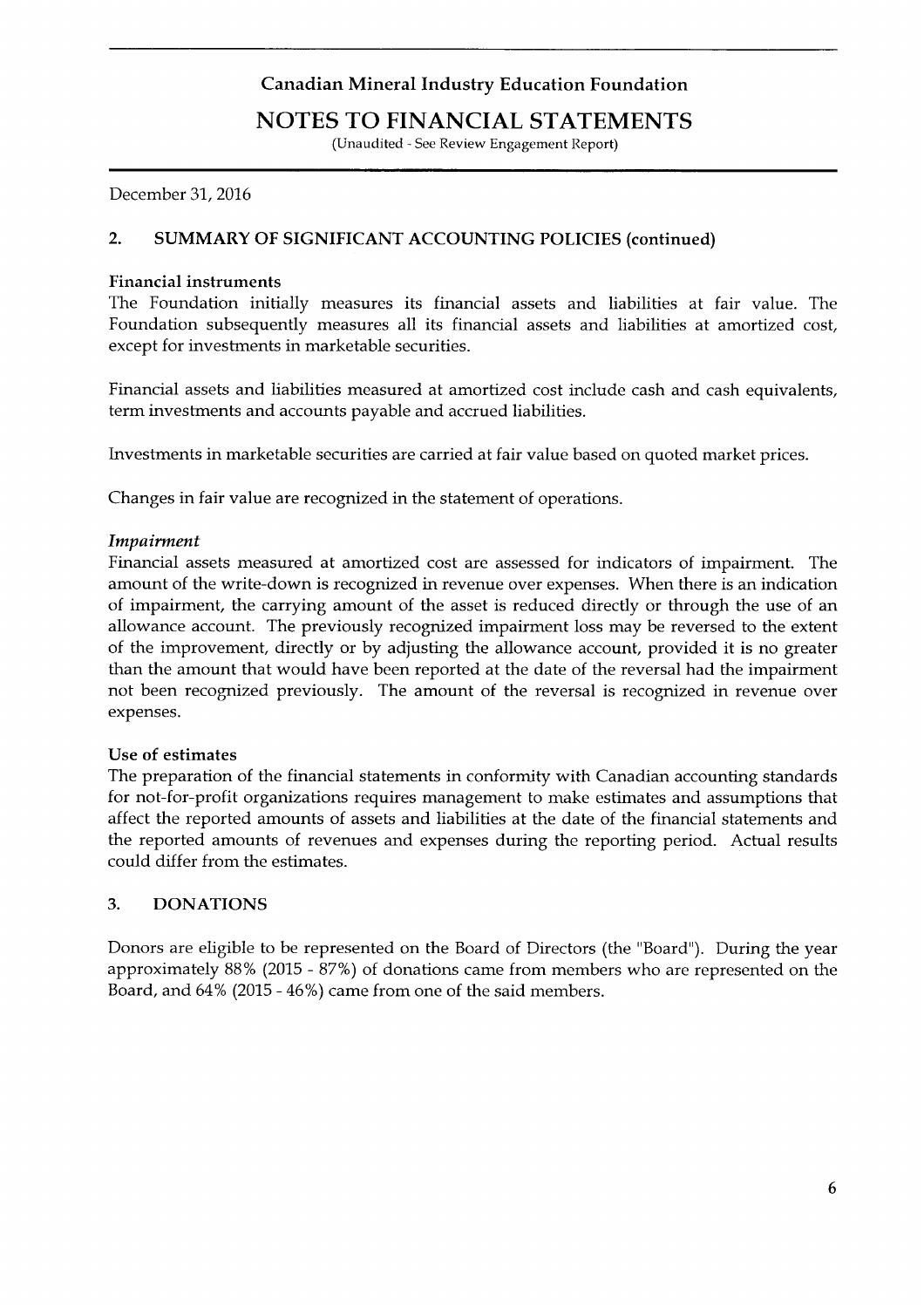# Canadian Mineral Industry Education Foundation

## NOTES TO FINANCIAL STATEMENTS

(Unaudited - See Review Engagement Report)

December 31, 2016

### 2. SUMMARY OF SIGNIFICANT ACCOUNTING POLICIES (continued)

**Financial instruments**

The Foundation initially measures its financial assets and liabilities at fair value. The Foundation subsequently measures all its financial assets and liabilities at amortized cost, except for investments in marketable securities.

Financial assets and liabilities measured at amortized cost include cash and cash equivalents, term investments and accounts payable and accrued liabilities.

Investments in marketable securities are carried at fair value based on quoted market prices.

Changes in fair value are recognized in the statement of operations.

*Impairment*

Financial assets measured at amortized cost are assessed for indicators of impairment. The amount of the write-down is recognized in revenue over expenses. When there is an indication of impairment, the carrying amount of the asset is reduced directly or through the use of an allowance account. The previously recognized impairment loss may be reversed to the extent of the improvement, directly or by adjusting the allowance account, provided it is no greater than the amount that would have been reported at the date of the reversal had the impairment not been recognized previously. The amount of the reversal is recognized in revenue over expenses.

**Use of estimates**

The preparation of the financial statements in conformity with Canadian accounting standards for not-for-profit organizations requires management to make estimates and assumptions that affect the reported amounts of assets and liabilities at the date of the financial statements and the reported amounts of revenues and expenses during the reporting period. Actual results could differ from the estimates.

### 3. DONATIONS

Donors are eligible to be represented on the Board of Directors (the "Board"). During the year approximately 88% (2015 - 87%) of donations came from members who are represented on the Board, and 64% (2015 - 46%) came from one of the said members.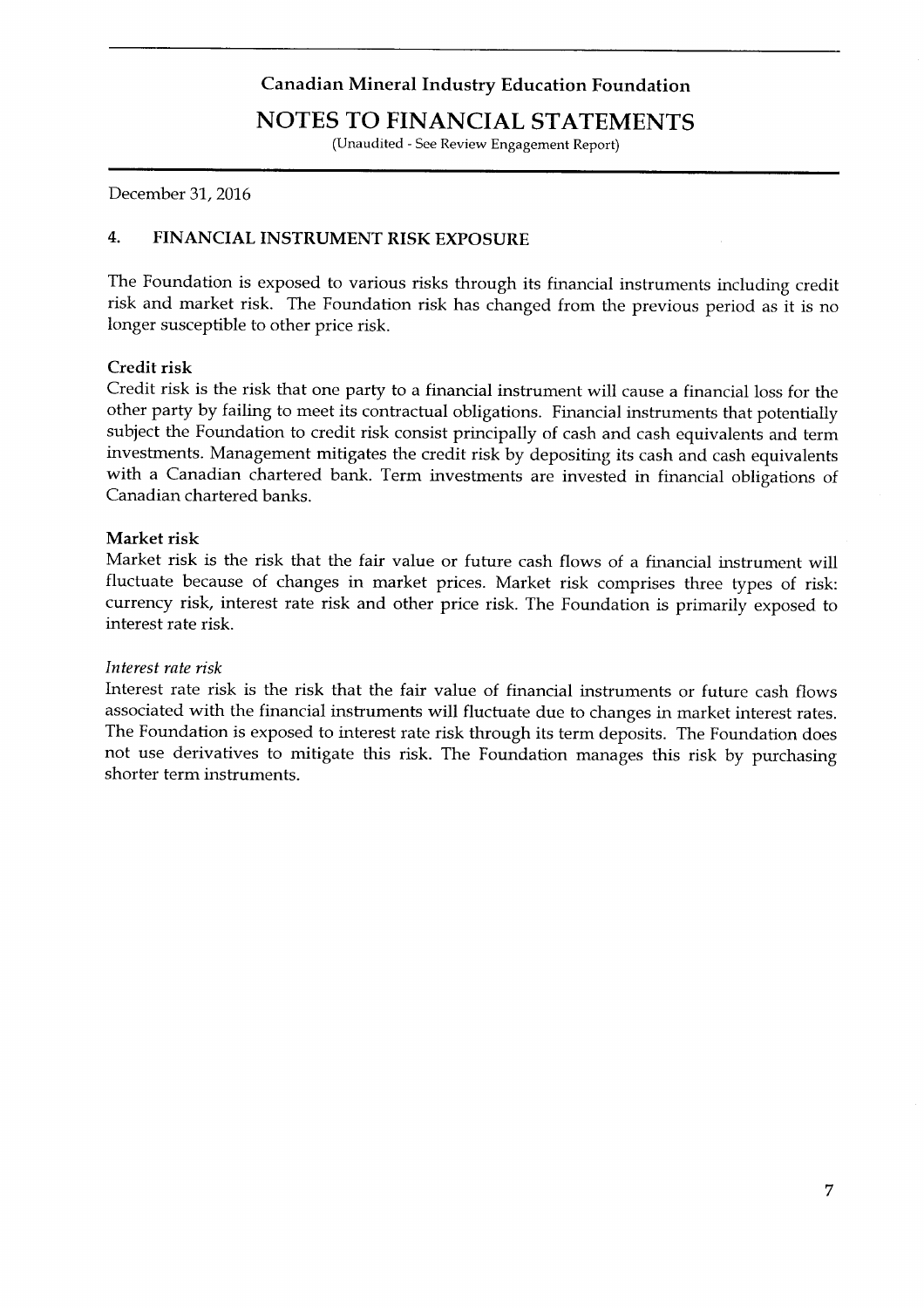December 31, 2016

## 4. FINANCIAL INSTRUMENT RISK EXPOSURE

The Foundation is exposed to various risks through its financial instruments including credit risk and market risk. The Foundation risk has changed from the previous period as it is no longer susceptible to other price risk.

### Credit risk

Credit risk is the risk that one party to a financial instrument will cause a financial loss for the other party by failing to meet its contractual obligations. Financial instruments that potentially subject the Foundation to credit risk consist principally of cash and cash equivalents and term investments. Management mitigates the credit risk by depositing its cash and cash equivalents with a Canadian chartered bank. Term investments are invested in financial obligations of Canadian chartered banks.

### Market risk

Market risk is the risk that the fair value or future cash flows of a financial instrument will fluctuate because of changes in market prices. Market risk comprises three types of risk: currency risk, interest rate risk and other price risk. The Foundation is primarily exposed to interest rate risk.

*Interest rate risk*

Interest rate risk is the risk that the fair value of financial instruments or future cash flows associated with the financial instruments will fluctuate due to changes in market interest rates. The Foundation is exposed to interest rate risk through its term deposits. The Foundation does not use derivatives to mitigate this risk. The Foundation manages this risk by purchasing shorter term instruments.